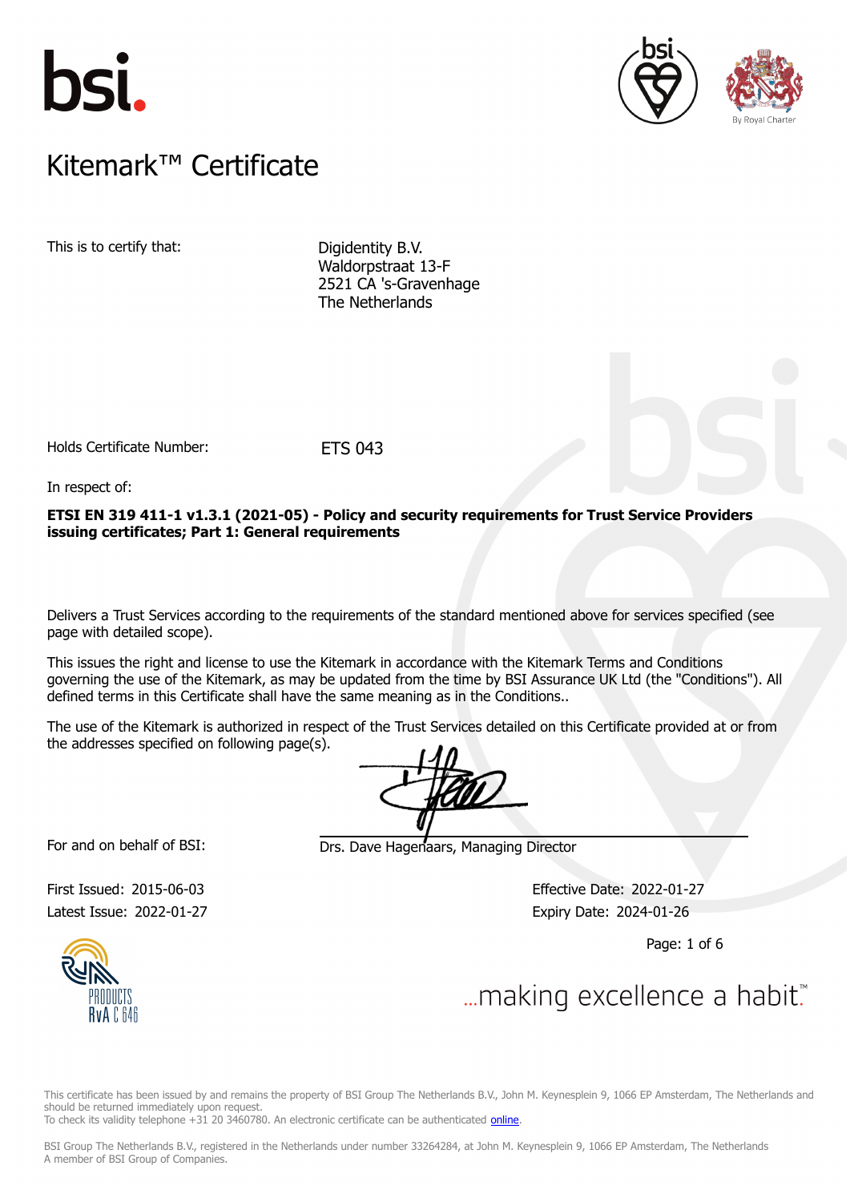# Kitemark™ Certificate

This is to certify that:

Digidentity B.V.
Waldorpstraat 13-F
2521 CA 's-Gravenhage
The Netherlands

Holds Certificate Number: ETS 043

In respect of:

**ETSI EN 319 411-1 v1.3.1 (2021-05) - Policy and security requirements for Trust Service Providers issuing certificates; Part 1: General requirements**

Delivers a Trust Services according to the requirements of the standard mentioned above for services specified (see page with detailed scope).

This issues the right and license to use the Kitemark in accordance with the Kitemark Terms and Conditions governing the use of the Kitemark, as may be updated from the time by BSI Assurance UK Ltd (the "Conditions"). All defined terms in this Certificate shall have the same meaning as in the Conditions..

The use of the Kitemark is authorized in respect of the Trust Services detailed on this Certificate provided at or from the addresses specified on following page(s).

For and on behalf of BSI: Drs. Dave Hagenaars, Managing Director

First Issued: 2015-06-03
Latest Issue: 2022-01-27

Effective Date: 2022-01-27
Expiry Date: 2024-01-26

RvA C 646

...making excellence a habit.™

This certificate has been issued by and remains the property of BSI Group The Netherlands B.V., John M. Keynesplein 9, 1066 EP Amsterdam, The Netherlands and should be returned immediately upon request.
To check its validity telephone +31 20 3460780. An electronic certificate can be authenticated online.

BSI Group The Netherlands B.V., registered in the Netherlands under number 33264284, at John M. Keynesplein 9, 1066 EP Amsterdam, The Netherlands
A member of BSI Group of Companies.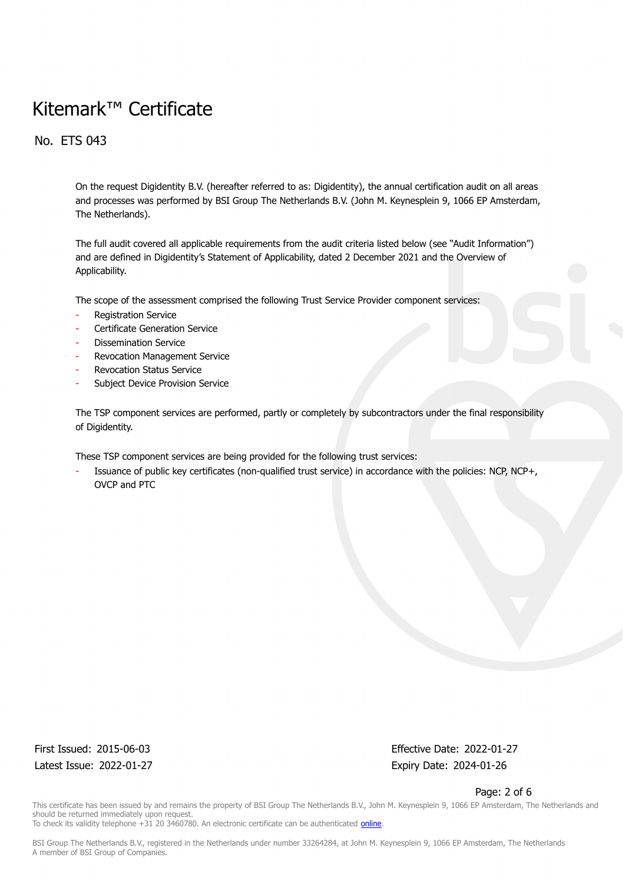# Kitemark™ Certificate

## No. ETS 043

On the request Digidentity B.V. (hereafter referred to as: Digidentity), the annual certification audit on all areas and processes was performed by BSI Group The Netherlands B.V. (John M. Keynesplein 9, 1066 EP Amsterdam, The Netherlands).

The full audit covered all applicable requirements from the audit criteria listed below (see "Audit Information") and are defined in Digidentity's Statement of Applicability, dated 2 December 2021 and the Overview of Applicability.

The scope of the assessment comprised the following Trust Service Provider component services:

- Registration Service
- Certificate Generation Service
- Dissemination Service
- Revocation Management Service
- Revocation Status Service
- Subject Device Provision Service

The TSP component services are performed, partly or completely by subcontractors under the final responsibility of Digidentity.

These TSP component services are being provided for the following trust services:

- Issuance of public key certificates (non-qualified trust service) in accordance with the policies: NCP, NCP+, OVCP and PTC

First Issued: 2015-06-03
Latest Issue: 2022-01-27

Effective Date: 2022-01-27
Expiry Date: 2024-01-26

This certificate has been issued by and remains the property of BSI Group The Netherlands B.V., John M. Keynesplein 9, 1066 EP Amsterdam, The Netherlands and should be returned immediately upon request.
To check its validity telephone +31 20 3460780. An electronic certificate can be authenticated online.

BSI Group The Netherlands B.V., registered in the Netherlands under number 33264284, at John M. Keynesplein 9, 1066 EP Amsterdam, The Netherlands
A member of BSI Group of Companies.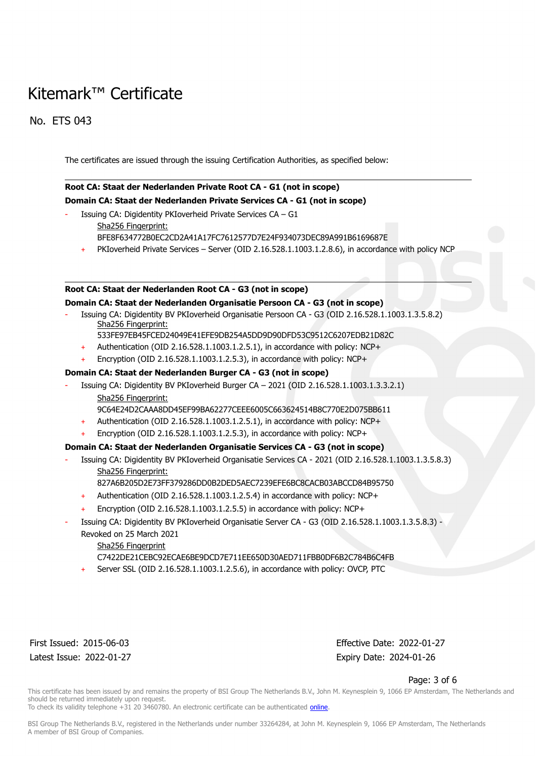# Kitemark™ Certificate

## No. ETS 043

The certificates are issued through the issuing Certification Authorities, as specified below:

---

**Root CA: Staat der Nederlanden Private Root CA - G1 (not in scope)**

**Domain CA: Staat der Nederlanden Private Services CA - G1 (not in scope)**

- Issuing CA: Digidentity PKIoverheid Private Services CA – G1
  Sha256 Fingerprint:
  BFE8F634772B0EC2CD2A41A17FC7612577D7E24F934073DEC89A991B6169687E
  + PKIoverheid Private Services – Server (OID 2.16.528.1.1003.1.2.8.6), in accordance with policy NCP

---

**Root CA: Staat der Nederlanden Root CA - G3 (not in scope)**

**Domain CA: Staat der Nederlanden Organisatie Persoon CA - G3 (not in scope)**

- Issuing CA: Digidentity BV PKIoverheid Organisatie Persoon CA - G3 (OID 2.16.528.1.1003.1.3.5.8.2)
  Sha256 Fingerprint:
  533FE97EB45FCED24049E41EFE9DB254A5DD9D90DFD53C9512C6207EDB21D82C
  + Authentication (OID 2.16.528.1.1003.1.2.5.1), in accordance with policy: NCP+
  + Encryption (OID 2.16.528.1.1003.1.2.5.3), in accordance with policy: NCP+

**Domain CA: Staat der Nederlanden Burger CA - G3 (not in scope)**

- Issuing CA: Digidentity BV PKIoverheid Burger CA – 2021 (OID 2.16.528.1.1003.1.3.3.2.1)
  Sha256 Fingerprint:
  9C64E24D2CAAA8DD45EF99BA62277CEEE6005C663624514B8C770E2D075BB611
  + Authentication (OID 2.16.528.1.1003.1.2.5.1), in accordance with policy: NCP+
  + Encryption (OID 2.16.528.1.1003.1.2.5.3), in accordance with policy: NCP+

**Domain CA: Staat der Nederlanden Organisatie Services CA - G3 (not in scope)**

- Issuing CA: Digidentity BV PKIoverheid Organisatie Services CA - 2021 (OID 2.16.528.1.1003.1.3.5.8.3)
  Sha256 Fingerprint:
  827A6B205D2E73FF379286DD0B2DED5AEC7239EFE6BC8CACB03ABCCD84B95750
  + Authentication (OID 2.16.528.1.1003.1.2.5.4) in accordance with policy: NCP+
  + Encryption (OID 2.16.528.1.1003.1.2.5.5) in accordance with policy: NCP+
- Issuing CA: Digidentity BV PKIoverheid Organisatie Server CA - G3 (OID 2.16.528.1.1003.1.3.5.8.3) - Revoked on 25 March 2021
  Sha256 Fingerprint
  C7422DE21CEBC92ECAE6BE9DCD7E711EE650D30AED711FBB0DF6B2C784B6C4FB
  + Server SSL (OID 2.16.528.1.1003.1.2.5.6), in accordance with policy: OVCP, PTC

First Issued: 2015-06-03
Latest Issue: 2022-01-27

Effective Date: 2022-01-27
Expiry Date: 2024-01-26

This certificate has been issued by and remains the property of BSI Group The Netherlands B.V., John M. Keynesplein 9, 1066 EP Amsterdam, The Netherlands and should be returned immediately upon request.
To check its validity telephone +31 20 3460780. An electronic certificate can be authenticated online.

BSI Group The Netherlands B.V., registered in the Netherlands under number 33264284, at John M. Keynesplein 9, 1066 EP Amsterdam, The Netherlands
A member of BSI Group of Companies.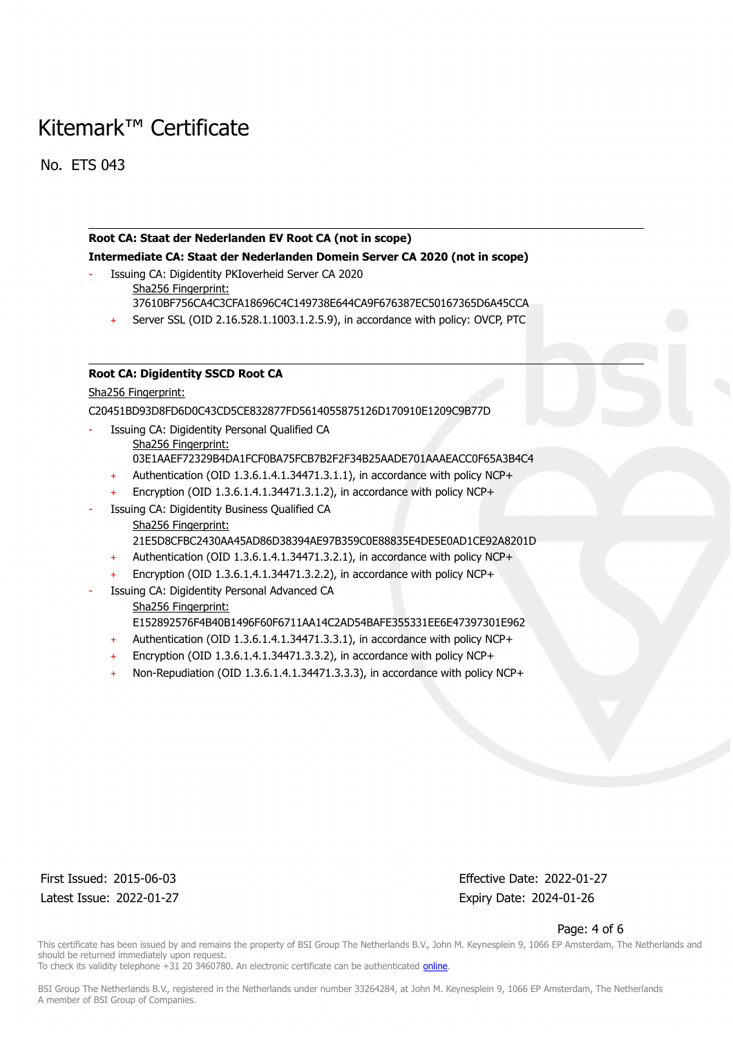# Kitemark™ Certificate

No. ETS 043

---

**Root CA: Staat der Nederlanden EV Root CA (not in scope)**

**Intermediate CA: Staat der Nederlanden Domein Server CA 2020 (not in scope)**

- Issuing CA: Digidentity PKIoverheid Server CA 2020
  - Sha256 Fingerprint:
    37610BF756CA4C3CFA18696C4C149738E644CA9F676387EC50167365D6A45CCA
  - + Server SSL (OID 2.16.528.1.1003.1.2.5.9), in accordance with policy: OVCP, PTC

---

**Root CA: Digidentity SSCD Root CA**

Sha256 Fingerprint:

C20451BD93D8FD6D0C43CD5CE832877FD5614055875126D170910E1209C9B77D

- Issuing CA: Digidentity Personal Qualified CA
  - Sha256 Fingerprint:
    03E1AAEF72329B4DA1FCF0BA75FCB7B2F2F34B25AADE701AAAEACC0F65A3B4C4
  - + Authentication (OID 1.3.6.1.4.1.34471.3.1.1), in accordance with policy NCP+
  - + Encryption (OID 1.3.6.1.4.1.34471.3.1.2), in accordance with policy NCP+
- Issuing CA: Digidentity Business Qualified CA
  - Sha256 Fingerprint:
    21E5D8CFBC2430AA45AD86D38394AE97B359C0E88835E4DE5E0AD1CE92A8201D
  - + Authentication (OID 1.3.6.1.4.1.34471.3.2.1), in accordance with policy NCP+
  - + Encryption (OID 1.3.6.1.4.1.34471.3.2.2), in accordance with policy NCP+
- Issuing CA: Digidentity Personal Advanced CA
  - Sha256 Fingerprint:
    E152892576F4B40B1496F60F6711AA14C2AD54BAFE355331EE6E47397301E962
  - + Authentication (OID 1.3.6.1.4.1.34471.3.3.1), in accordance with policy NCP+
  - + Encryption (OID 1.3.6.1.4.1.34471.3.3.2), in accordance with policy NCP+
  - + Non-Repudiation (OID 1.3.6.1.4.1.34471.3.3.3), in accordance with policy NCP+

First Issued: 2015-06-03
Latest Issue: 2022-01-27

Effective Date: 2022-01-27
Expiry Date: 2024-01-26

This certificate has been issued by and remains the property of BSI Group The Netherlands B.V., John M. Keynesplein 9, 1066 EP Amsterdam, The Netherlands and should be returned immediately upon request.
To check its validity telephone +31 20 3460780. An electronic certificate can be authenticated online.

BSI Group The Netherlands B.V., registered in the Netherlands under number 33264284, at John M. Keynesplein 9, 1066 EP Amsterdam, The Netherlands
A member of BSI Group of Companies.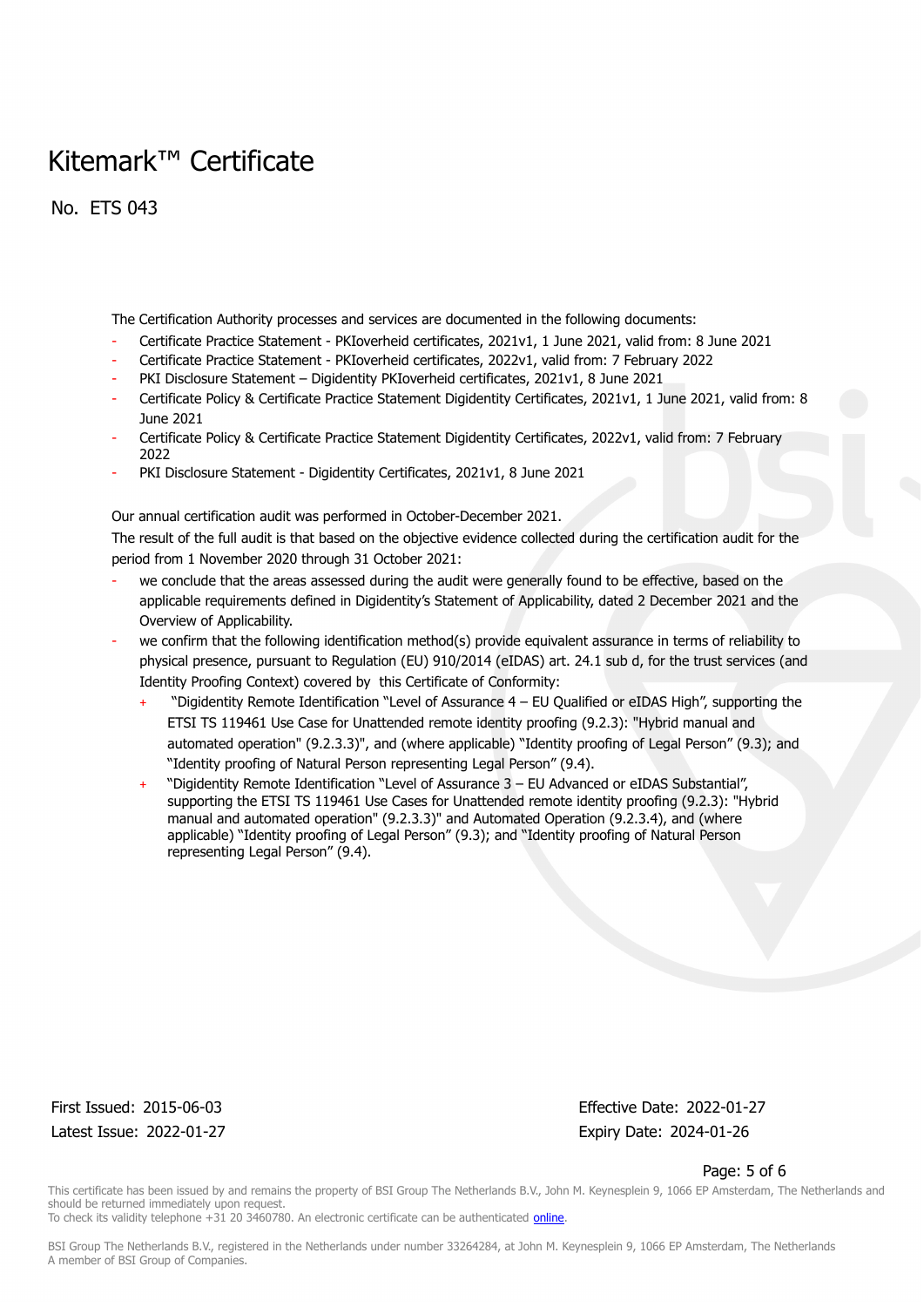# Kitemark™ Certificate

## No. ETS 043

The Certification Authority processes and services are documented in the following documents:

- Certificate Practice Statement - PKIoverheid certificates, 2021v1, 1 June 2021, valid from: 8 June 2021
- Certificate Practice Statement - PKIoverheid certificates, 2022v1, valid from: 7 February 2022
- PKI Disclosure Statement – Digidentity PKIoverheid certificates, 2021v1, 8 June 2021
- Certificate Policy & Certificate Practice Statement Digidentity Certificates, 2021v1, 1 June 2021, valid from: 8 June 2021
- Certificate Policy & Certificate Practice Statement Digidentity Certificates, 2022v1, valid from: 7 February 2022
- PKI Disclosure Statement - Digidentity Certificates, 2021v1, 8 June 2021

Our annual certification audit was performed in October-December 2021.

The result of the full audit is that based on the objective evidence collected during the certification audit for the period from 1 November 2020 through 31 October 2021:

- we conclude that the areas assessed during the audit were generally found to be effective, based on the applicable requirements defined in Digidentity's Statement of Applicability, dated 2 December 2021 and the Overview of Applicability.
- we confirm that the following identification method(s) provide equivalent assurance in terms of reliability to physical presence, pursuant to Regulation (EU) 910/2014 (eIDAS) art. 24.1 sub d, for the trust services (and Identity Proofing Context) covered by this Certificate of Conformity:
  - "Digidentity Remote Identification "Level of Assurance 4 – EU Qualified or eIDAS High", supporting the ETSI TS 119461 Use Case for Unattended remote identity proofing (9.2.3): "Hybrid manual and automated operation" (9.2.3.3)", and (where applicable) "Identity proofing of Legal Person" (9.3); and "Identity proofing of Natural Person representing Legal Person" (9.4).
  - "Digidentity Remote Identification "Level of Assurance 3 – EU Advanced or eIDAS Substantial", supporting the ETSI TS 119461 Use Cases for Unattended remote identity proofing (9.2.3): "Hybrid manual and automated operation" (9.2.3.3)" and Automated Operation (9.2.3.4), and (where applicable) "Identity proofing of Legal Person" (9.3); and "Identity proofing of Natural Person representing Legal Person" (9.4).

First Issued: 2015-06-03
Latest Issue: 2022-01-27

Effective Date: 2022-01-27
Expiry Date: 2024-01-26

This certificate has been issued by and remains the property of BSI Group The Netherlands B.V., John M. Keynesplein 9, 1066 EP Amsterdam, The Netherlands and should be returned immediately upon request.
To check its validity telephone +31 20 3460780. An electronic certificate can be authenticated online.

BSI Group The Netherlands B.V., registered in the Netherlands under number 33264284, at John M. Keynesplein 9, 1066 EP Amsterdam, The Netherlands
A member of BSI Group of Companies.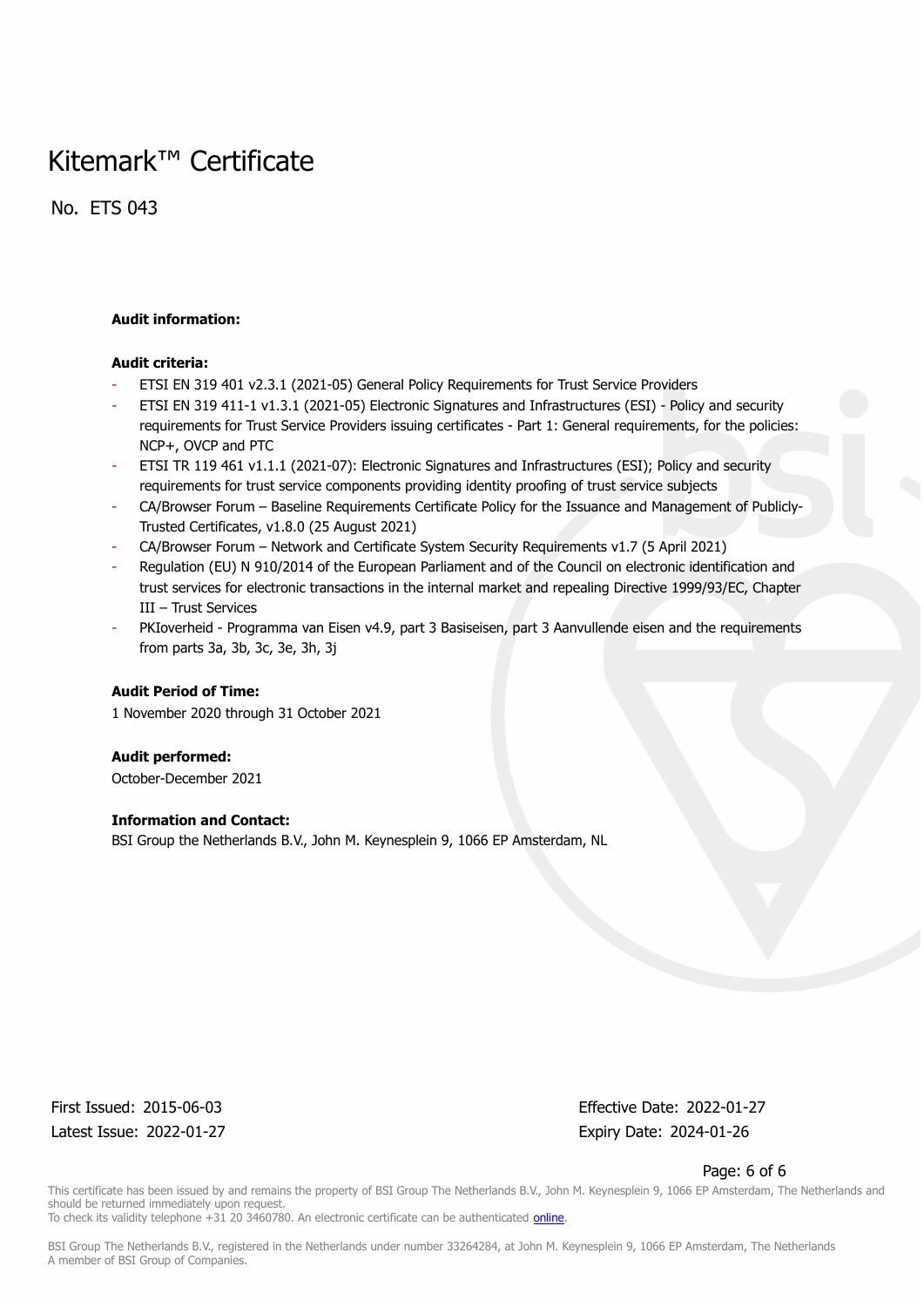# Kitemark™ Certificate

No. ETS 043

**Audit information:**

**Audit criteria:**

- ETSI EN 319 401 v2.3.1 (2021-05) General Policy Requirements for Trust Service Providers
- ETSI EN 319 411-1 v1.3.1 (2021-05) Electronic Signatures and Infrastructures (ESI) - Policy and security requirements for Trust Service Providers issuing certificates - Part 1: General requirements, for the policies: NCP+, OVCP and PTC
- ETSI TR 119 461 v1.1.1 (2021-07): Electronic Signatures and Infrastructures (ESI); Policy and security requirements for trust service components providing identity proofing of trust service subjects
- CA/Browser Forum – Baseline Requirements Certificate Policy for the Issuance and Management of Publicly-Trusted Certificates, v1.8.0 (25 August 2021)
- CA/Browser Forum – Network and Certificate System Security Requirements v1.7 (5 April 2021)
- Regulation (EU) N 910/2014 of the European Parliament and of the Council on electronic identification and trust services for electronic transactions in the internal market and repealing Directive 1999/93/EC, Chapter III – Trust Services
- PKIoverheid - Programma van Eisen v4.9, part 3 Basiseisen, part 3 Aanvullende eisen and the requirements from parts 3a, 3b, 3c, 3e, 3h, 3j

**Audit Period of Time:**
1 November 2020 through 31 October 2021

**Audit performed:**
October-December 2021

**Information and Contact:**
BSI Group the Netherlands B.V., John M. Keynesplein 9, 1066 EP Amsterdam, NL

First Issued: 2015-06-03
Latest Issue: 2022-01-27

Effective Date: 2022-01-27
Expiry Date: 2024-01-26

This certificate has been issued by and remains the property of BSI Group The Netherlands B.V., John M. Keynesplein 9, 1066 EP Amsterdam, The Netherlands and should be returned immediately upon request.
To check its validity telephone +31 20 3460780. An electronic certificate can be authenticated online.

BSI Group The Netherlands B.V., registered in the Netherlands under number 33264284, at John M. Keynesplein 9, 1066 EP Amsterdam, The Netherlands
A member of BSI Group of Companies.